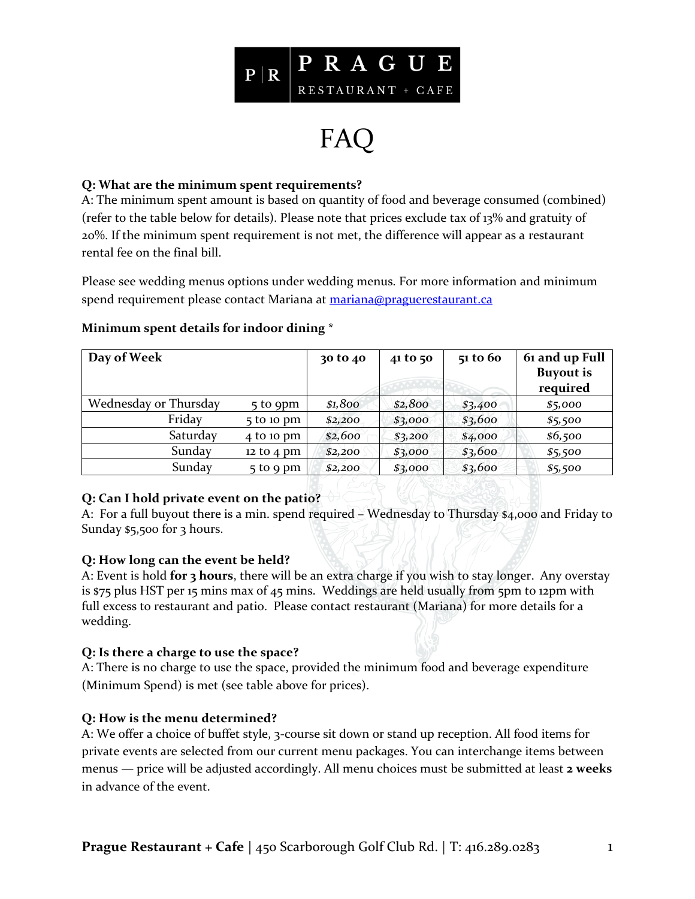# PRAGUE

RESTAURANT + CAFE

# FAQ

**Q: What are the minimum spent requirements?**
A: The minimum spent amount is based on quantity of food and beverage consumed (combined) (refer to the table below for details). Please note that prices exclude tax of 13% and gratuity of 20%. If the minimum spent requirement is not met, the difference will appear as a restaurant rental fee on the final bill.

Please see wedding menus options under wedding menus. For more information and minimum spend requirement please contact Mariana at [mariana@praguerestaurant.ca](mailto:mariana@praguerestaurant.ca)

**Minimum spent details for indoor dining ***

| Day of Week | | 30 to 40 | 41 to 50 | 51 to 60 | 61 and up Full Buyout is required |
|---|---|---|---|---|---|
| Wednesday or Thursday | 5 to 9pm | *$1,800* | *$2,800* | *$3,400* | *$5,000* |
| Friday | 5 to 10 pm | *$2,200* | *$3,000* | *$3,600* | *$5,500* |
| Saturday | 4 to 10 pm | *$2,600* | *$3,200* | *$4,000* | *$6,500* |
| Sunday | 12 to 4 pm | *$2,200* | *$3,000* | *$3,600* | *$5,500* |
| Sunday | 5 to 9 pm | *$2,200* | *$3,000* | *$3,600* | *$5,500* |

**Q: Can I hold private event on the patio?**
A: For a full buyout there is a min. spend required – Wednesday to Thursday $4,000 and Friday to Sunday $5,500 for 3 hours.

**Q: How long can the event be held?**
A: Event is hold **for 3 hours**, there will be an extra charge if you wish to stay longer. Any overstay is $75 plus HST per 15 mins max of 45 mins. Weddings are held usually from 5pm to 12pm with full excess to restaurant and patio. Please contact restaurant (Mariana) for more details for a wedding.

**Q: Is there a charge to use the space?**
A: There is no charge to use the space, provided the minimum food and beverage expenditure (Minimum Spend) is met (see table above for prices).

**Q: How is the menu determined?**
A: We offer a choice of buffet style, 3-course sit down or stand up reception. All food items for private events are selected from our current menu packages. You can interchange items between menus — price will be adjusted accordingly. All menu choices must be submitted at least **2 weeks** in advance of the event.

**Prague Restaurant + Cafe** | 450 Scarborough Golf Club Rd. | T: 416.289.0283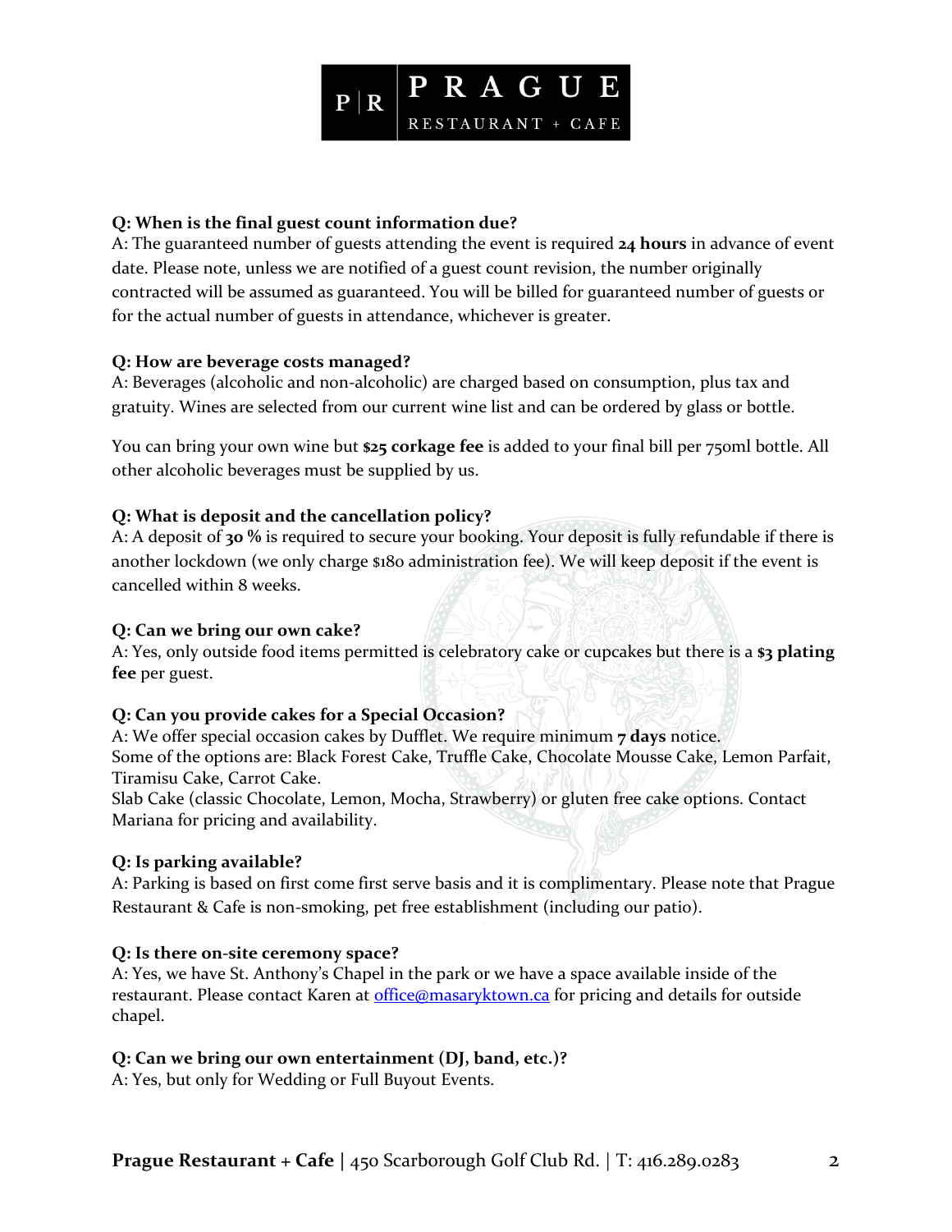**Q: When is the final guest count information due?**
A: The guaranteed number of guests attending the event is required **24 hours** in advance of event date. Please note, unless we are notified of a guest count revision, the number originally contracted will be assumed as guaranteed. You will be billed for guaranteed number of guests or for the actual number of guests in attendance, whichever is greater.

**Q: How are beverage costs managed?**
A: Beverages (alcoholic and non-alcoholic) are charged based on consumption, plus tax and gratuity. Wines are selected from our current wine list and can be ordered by glass or bottle.

You can bring your own wine but **$25 corkage fee** is added to your final bill per 750ml bottle. All other alcoholic beverages must be supplied by us.

**Q: What is deposit and the cancellation policy?**
A: A deposit of **30 %** is required to secure your booking. Your deposit is fully refundable if there is another lockdown (we only charge $180 administration fee). We will keep deposit if the event is cancelled within 8 weeks.

**Q: Can we bring our own cake?**
A: Yes, only outside food items permitted is celebratory cake or cupcakes but there is a **$3 plating fee** per guest.

**Q: Can you provide cakes for a Special Occasion?**
A: We offer special occasion cakes by Dufflet. We require minimum **7 days** notice.
Some of the options are: Black Forest Cake, Truffle Cake, Chocolate Mousse Cake, Lemon Parfait, Tiramisu Cake, Carrot Cake.
Slab Cake (classic Chocolate, Lemon, Mocha, Strawberry) or gluten free cake options. Contact Mariana for pricing and availability.

**Q: Is parking available?**
A: Parking is based on first come first serve basis and it is complimentary. Please note that Prague Restaurant & Cafe is non-smoking, pet free establishment (including our patio).

**Q: Is there on-site ceremony space?**
A: Yes, we have St. Anthony's Chapel in the park or we have a space available inside of the restaurant. Please contact Karen at office@masaryktown.ca for pricing and details for outside chapel.

**Q: Can we bring our own entertainment (DJ, band, etc.)?**
A: Yes, but only for Wedding or Full Buyout Events.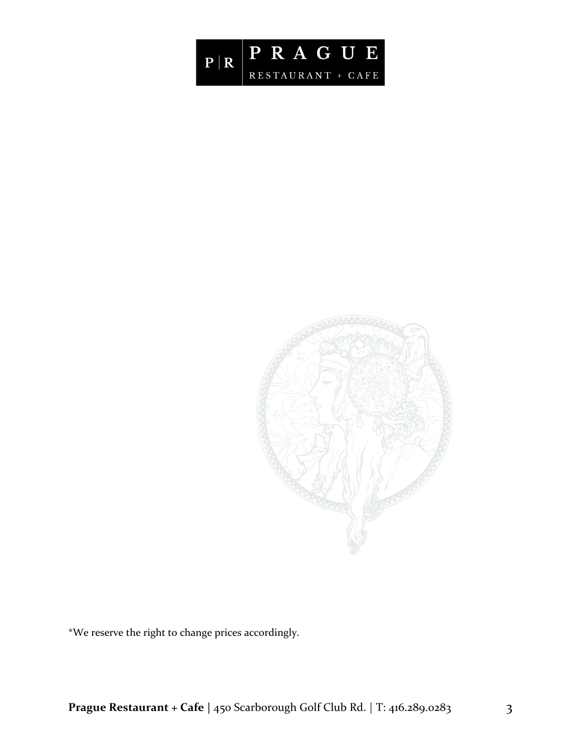*We reserve the right to change prices accordingly.